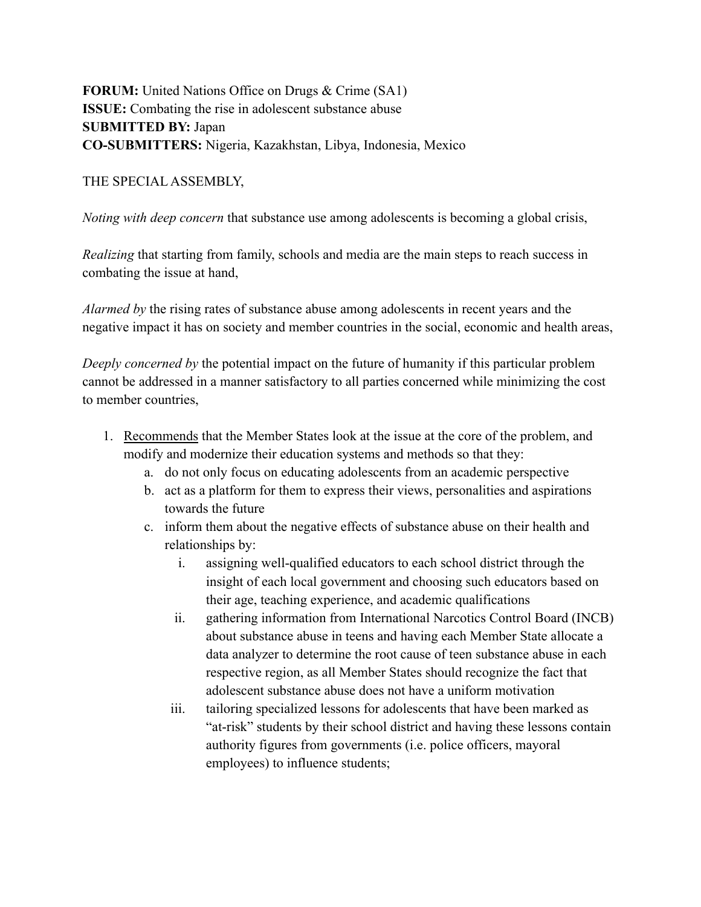**FORUM:** United Nations Office on Drugs & Crime (SA1)
**ISSUE:** Combating the rise in adolescent substance abuse
**SUBMITTED BY:** Japan
**CO-SUBMITTERS:** Nigeria, Kazakhstan, Libya, Indonesia, Mexico

THE SPECIAL ASSEMBLY,

*Noting with deep concern* that substance use among adolescents is becoming a global crisis,

*Realizing* that starting from family, schools and media are the main steps to reach success in combating the issue at hand,

*Alarmed by* the rising rates of substance abuse among adolescents in recent years and the negative impact it has on society and member countries in the social, economic and health areas,

*Deeply concerned by* the potential impact on the future of humanity if this particular problem cannot be addressed in a manner satisfactory to all parties concerned while minimizing the cost to member countries,

1. <u>Recommends</u> that the Member States look at the issue at the core of the problem, and modify and modernize their education systems and methods so that they:
    a. do not only focus on educating adolescents from an academic perspective
    b. act as a platform for them to express their views, personalities and aspirations towards the future
    c. inform them about the negative effects of substance abuse on their health and relationships by:
        i. assigning well-qualified educators to each school district through the insight of each local government and choosing such educators based on their age, teaching experience, and academic qualifications
        ii. gathering information from International Narcotics Control Board (INCB) about substance abuse in teens and having each Member State allocate a data analyzer to determine the root cause of teen substance abuse in each respective region, as all Member States should recognize the fact that adolescent substance abuse does not have a uniform motivation
        iii. tailoring specialized lessons for adolescents that have been marked as "at-risk" students by their school district and having these lessons contain authority figures from governments (i.e. police officers, mayoral employees) to influence students;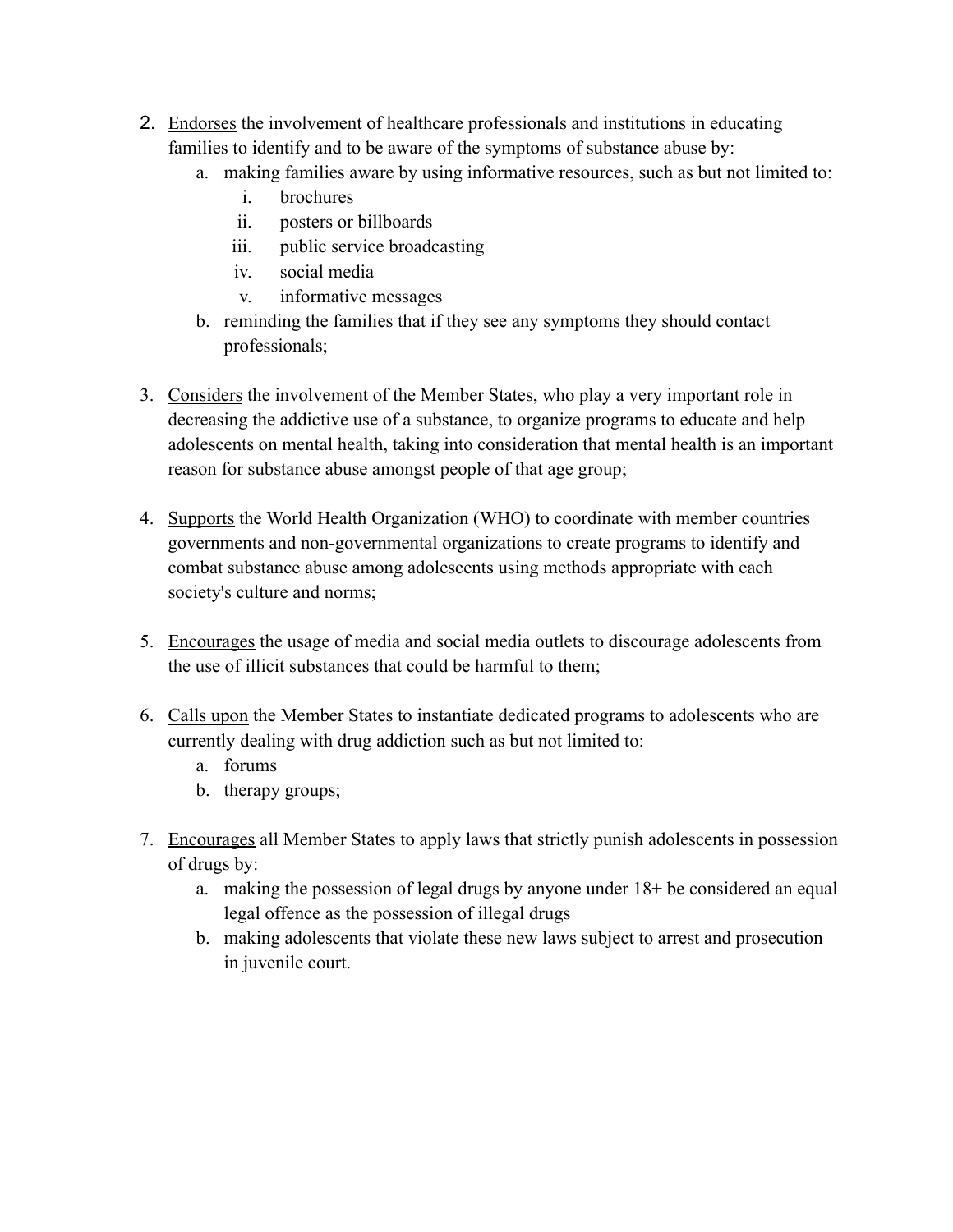2. <u>Endorses</u> the involvement of healthcare professionals and institutions in educating families to identify and to be aware of the symptoms of substance abuse by:
    a. making families aware by using informative resources, such as but not limited to:
        i. brochures
        ii. posters or billboards
        iii. public service broadcasting
        iv. social media
        v. informative messages
    b. reminding the families that if they see any symptoms they should contact professionals;

3. <u>Considers</u> the involvement of the Member States, who play a very important role in decreasing the addictive use of a substance, to organize programs to educate and help adolescents on mental health, taking into consideration that mental health is an important reason for substance abuse amongst people of that age group;

4. <u>Supports</u> the World Health Organization (WHO) to coordinate with member countries governments and non-governmental organizations to create programs to identify and combat substance abuse among adolescents using methods appropriate with each society's culture and norms;

5. <u>Encourages</u> the usage of media and social media outlets to discourage adolescents from the use of illicit substances that could be harmful to them;

6. <u>Calls upon</u> the Member States to instantiate dedicated programs to adolescents who are currently dealing with drug addiction such as but not limited to:
    a. forums
    b. therapy groups;

7. <u>Encourages</u> all Member States to apply laws that strictly punish adolescents in possession of drugs by:
    a. making the possession of legal drugs by anyone under 18+ be considered an equal legal offence as the possession of illegal drugs
    b. making adolescents that violate these new laws subject to arrest and prosecution in juvenile court.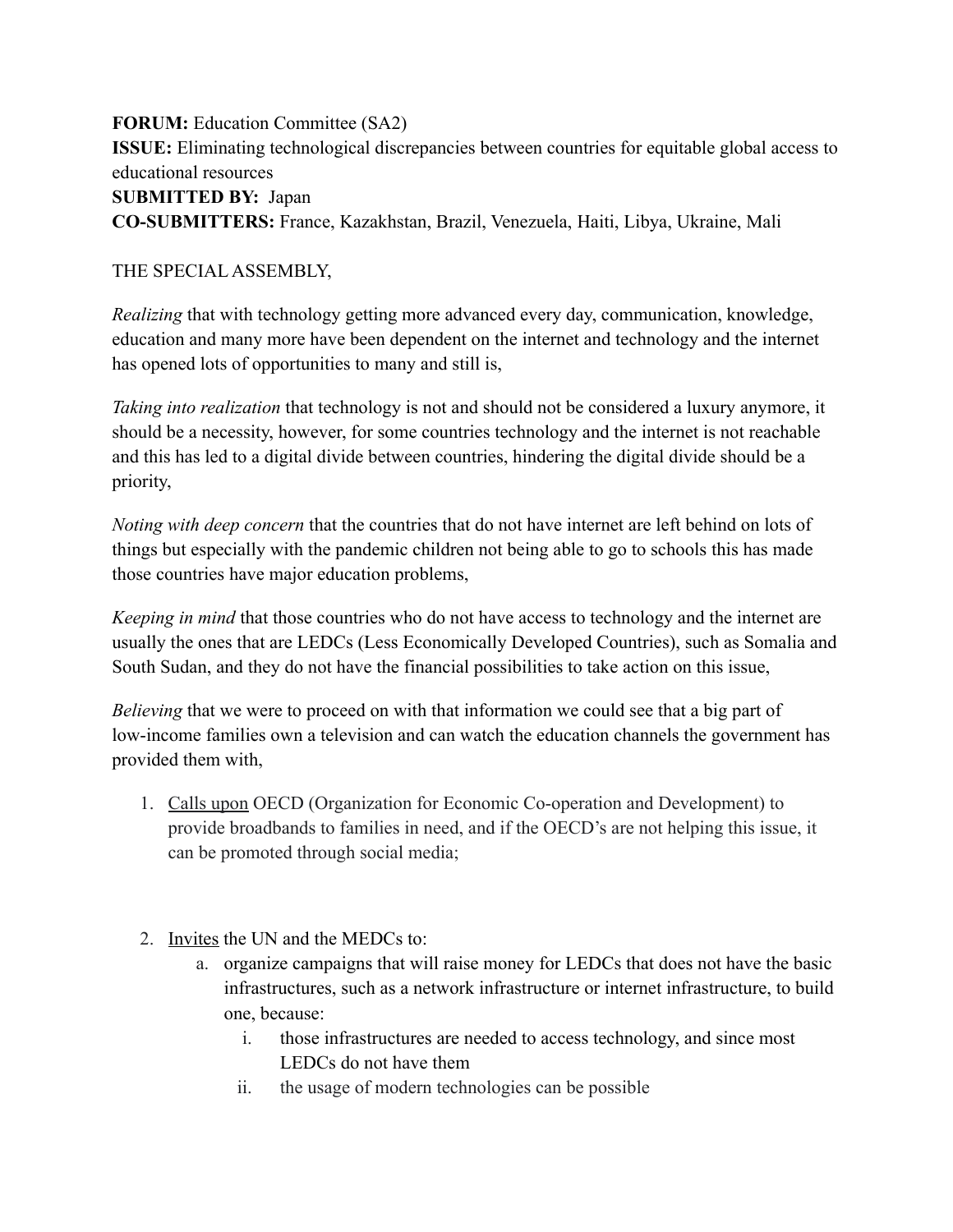**FORUM:** Education Committee (SA2)
**ISSUE:** Eliminating technological discrepancies between countries for equitable global access to educational resources
**SUBMITTED BY:** Japan
**CO-SUBMITTERS:** France, Kazakhstan, Brazil, Venezuela, Haiti, Libya, Ukraine, Mali

THE SPECIAL ASSEMBLY,

*Realizing* that with technology getting more advanced every day, communication, knowledge, education and many more have been dependent on the internet and technology and the internet has opened lots of opportunities to many and still is,

*Taking into realization* that technology is not and should not be considered a luxury anymore, it should be a necessity, however, for some countries technology and the internet is not reachable and this has led to a digital divide between countries, hindering the digital divide should be a priority,

*Noting with deep concern* that the countries that do not have internet are left behind on lots of things but especially with the pandemic children not being able to go to schools this has made those countries have major education problems,

*Keeping in mind* that those countries who do not have access to technology and the internet are usually the ones that are LEDCs (Less Economically Developed Countries), such as Somalia and South Sudan, and they do not have the financial possibilities to take action on this issue,

*Believing* that we were to proceed on with that information we could see that a big part of low-income families own a television and can watch the education channels the government has provided them with,

1. <u>Calls upon</u> OECD (Organization for Economic Co-operation and Development) to provide broadbands to families in need, and if the OECD's are not helping this issue, it can be promoted through social media;

2. <u>Invites</u> the UN and the MEDCs to:
    a. organize campaigns that will raise money for LEDCs that does not have the basic infrastructures, such as a network infrastructure or internet infrastructure, to build one, because:
        i. those infrastructures are needed to access technology, and since most LEDCs do not have them
        ii. the usage of modern technologies can be possible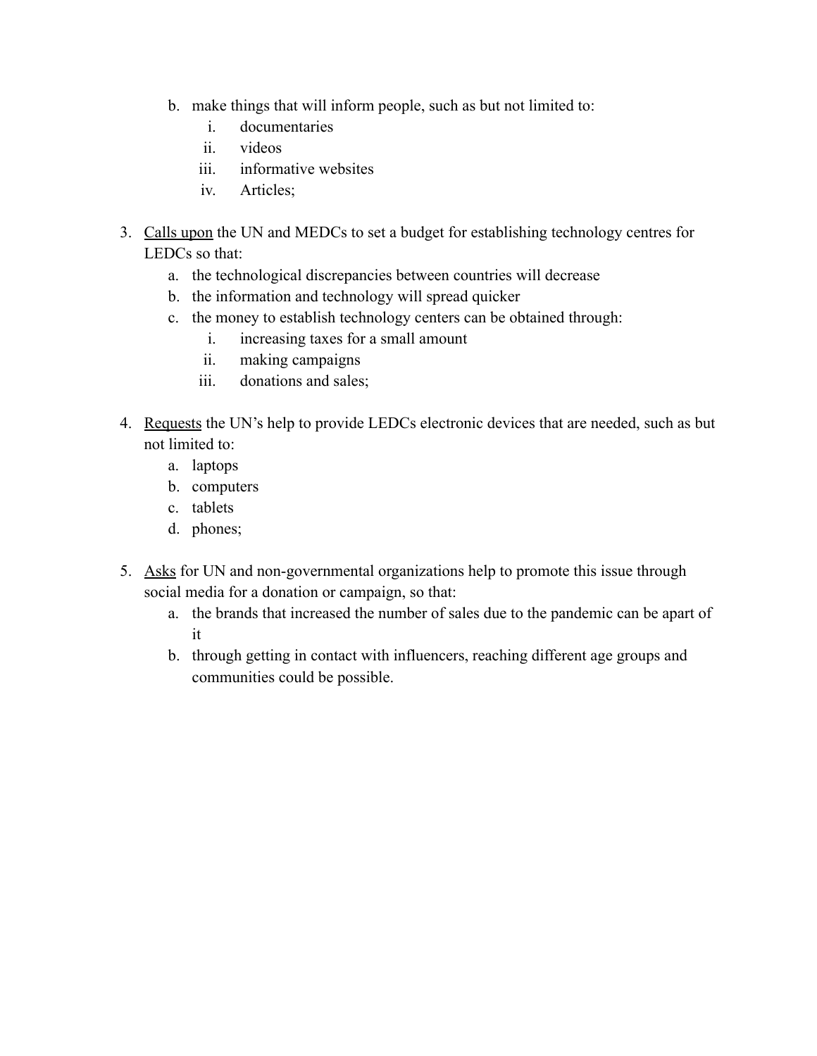b. make things that will inform people, such as but not limited to:
      i. documentaries
      ii. videos
      iii. informative websites
      iv. Articles;

3. <u>Calls upon</u> the UN and MEDCs to set a budget for establishing technology centres for LEDCs so that:
   a. the technological discrepancies between countries will decrease
   b. the information and technology will spread quicker
   c. the money to establish technology centers can be obtained through:
      i. increasing taxes for a small amount
      ii. making campaigns
      iii. donations and sales;

4. <u>Requests</u> the UN's help to provide LEDCs electronic devices that are needed, such as but not limited to:
   a. laptops
   b. computers
   c. tablets
   d. phones;

5. <u>Asks</u> for UN and non-governmental organizations help to promote this issue through social media for a donation or campaign, so that:
   a. the brands that increased the number of sales due to the pandemic can be apart of it
   b. through getting in contact with influencers, reaching different age groups and communities could be possible.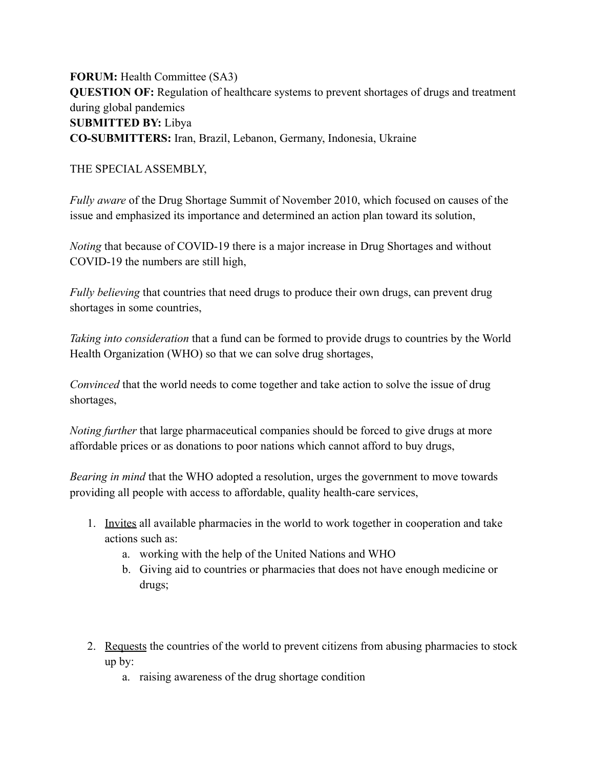**FORUM:** Health Committee (SA3)
**QUESTION OF:** Regulation of healthcare systems to prevent shortages of drugs and treatment during global pandemics
**SUBMITTED BY:** Libya
**CO-SUBMITTERS:** Iran, Brazil, Lebanon, Germany, Indonesia, Ukraine

THE SPECIAL ASSEMBLY,

*Fully aware* of the Drug Shortage Summit of November 2010, which focused on causes of the issue and emphasized its importance and determined an action plan toward its solution,

*Noting* that because of COVID-19 there is a major increase in Drug Shortages and without COVID-19 the numbers are still high,

*Fully believing* that countries that need drugs to produce their own drugs, can prevent drug shortages in some countries,

*Taking into consideration* that a fund can be formed to provide drugs to countries by the World Health Organization (WHO) so that we can solve drug shortages,

*Convinced* that the world needs to come together and take action to solve the issue of drug shortages,

*Noting further* that large pharmaceutical companies should be forced to give drugs at more affordable prices or as donations to poor nations which cannot afford to buy drugs,

*Bearing in mind* that the WHO adopted a resolution, urges the government to move towards providing all people with access to affordable, quality health-care services,

1. <u>Invites</u> all available pharmacies in the world to work together in cooperation and take actions such as:
    a. working with the help of the United Nations and WHO
    b. Giving aid to countries or pharmacies that does not have enough medicine or drugs;

2. <u>Requests</u> the countries of the world to prevent citizens from abusing pharmacies to stock up by:
    a. raising awareness of the drug shortage condition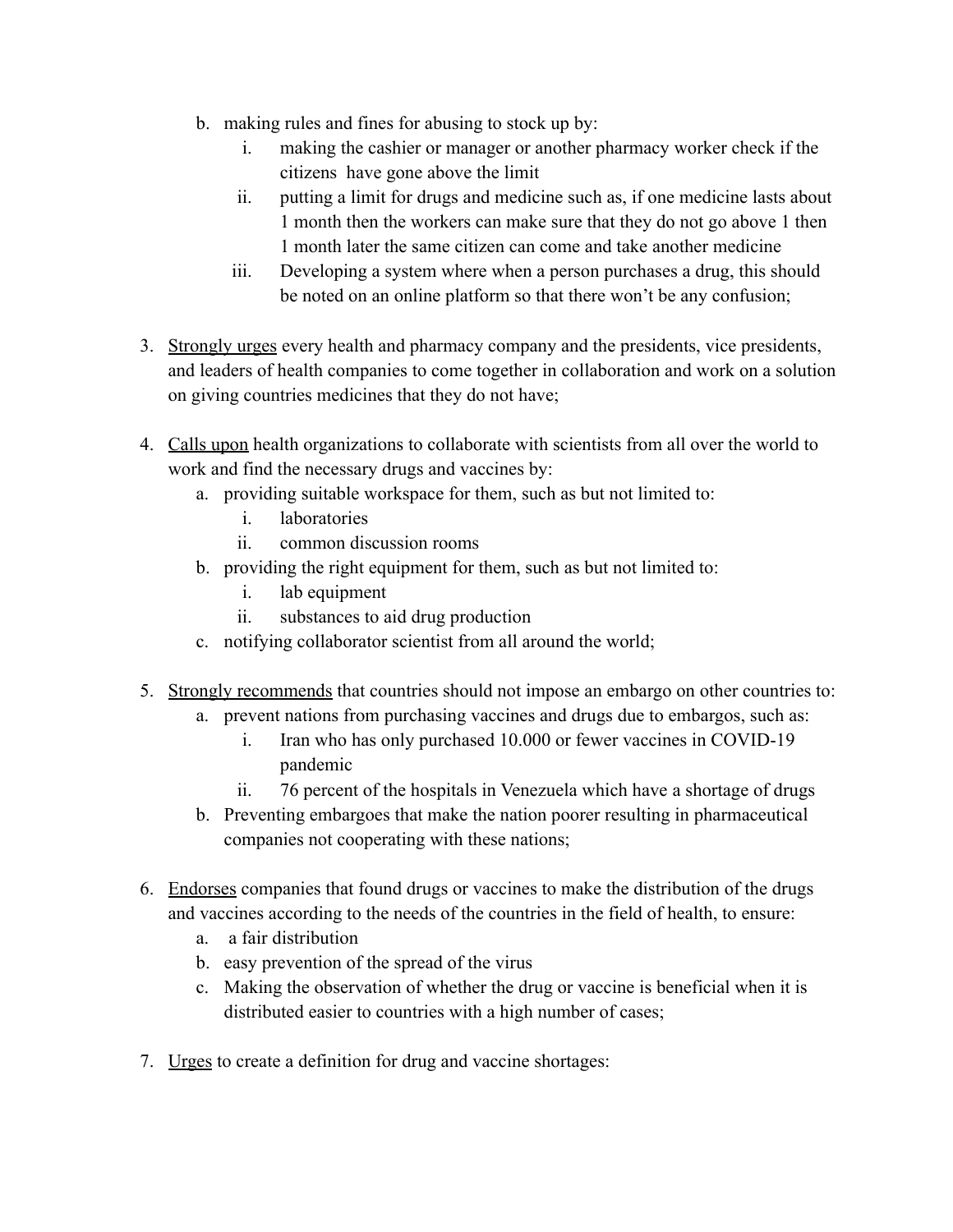b. making rules and fines for abusing to stock up by:
      i. making the cashier or manager or another pharmacy worker check if the citizens  have gone above the limit
      ii. putting a limit for drugs and medicine such as, if one medicine lasts about 1 month then the workers can make sure that they do not go above 1 then 1 month later the same citizen can come and take another medicine
      iii. Developing a system where when a person purchases a drug, this should be noted on an online platform so that there won't be any confusion;

3. <u>Strongly urges</u> every health and pharmacy company and the presidents, vice presidents, and leaders of health companies to come together in collaboration and work on a solution on giving countries medicines that they do not have;

4. <u>Calls upon</u> health organizations to collaborate with scientists from all over the world to work and find the necessary drugs and vaccines by:
   a. providing suitable workspace for them, such as but not limited to:
      i. laboratories
      ii. common discussion rooms
   b. providing the right equipment for them, such as but not limited to:
      i. lab equipment
      ii. substances to aid drug production
   c. notifying collaborator scientist from all around the world;

5. <u>Strongly recommends</u> that countries should not impose an embargo on other countries to:
   a. prevent nations from purchasing vaccines and drugs due to embargos, such as:
      i. Iran who has only purchased 10.000 or fewer vaccines in COVID-19 pandemic
      ii. 76 percent of the hospitals in Venezuela which have a shortage of drugs
   b. Preventing embargoes that make the nation poorer resulting in pharmaceutical companies not cooperating with these nations;

6. <u>Endorses</u> companies that found drugs or vaccines to make the distribution of the drugs and vaccines according to the needs of the countries in the field of health, to ensure:
   a. a fair distribution
   b. easy prevention of the spread of the virus
   c. Making the observation of whether the drug or vaccine is beneficial when it is distributed easier to countries with a high number of cases;

7. <u>Urges</u> to create a definition for drug and vaccine shortages: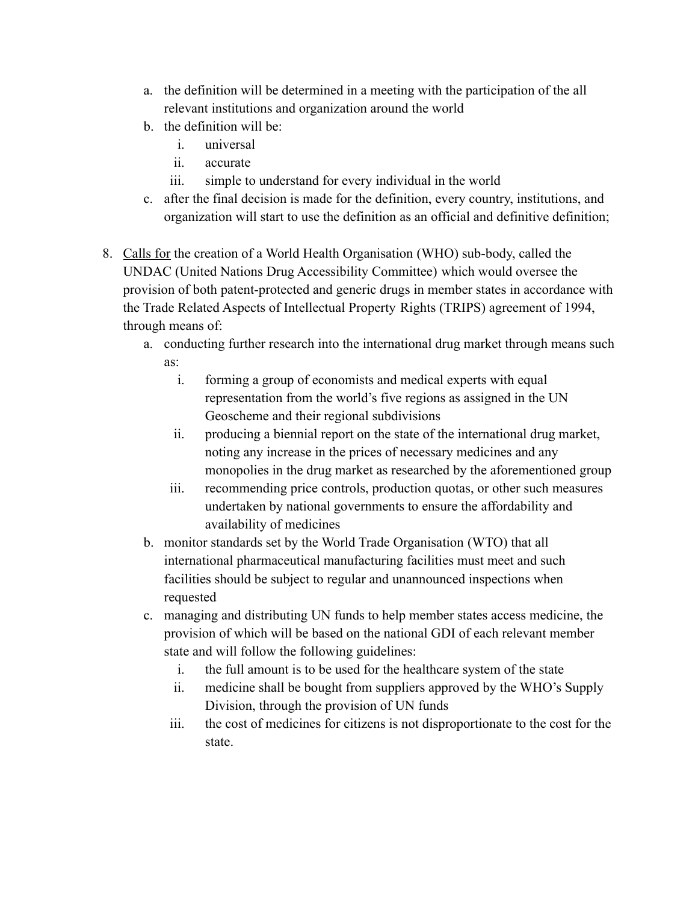a. the definition will be determined in a meeting with the participation of the all relevant institutions and organization around the world
b. the definition will be:
    i. universal
    ii. accurate
    iii. simple to understand for every individual in the world
c. after the final decision is made for the definition, every country, institutions, and organization will start to use the definition as an official and definitive definition;

8. <u>Calls for</u> the creation of a World Health Organisation (WHO) sub-body, called the UNDAC (United Nations Drug Accessibility Committee) which would oversee the provision of both patent-protected and generic drugs in member states in accordance with the Trade Related Aspects of Intellectual Property Rights (TRIPS) agreement of 1994, through means of:
    a. conducting further research into the international drug market through means such as:
        i. forming a group of economists and medical experts with equal representation from the world's five regions as assigned in the UN Geoscheme and their regional subdivisions
        ii. producing a biennial report on the state of the international drug market, noting any increase in the prices of necessary medicines and any monopolies in the drug market as researched by the aforementioned group
        iii. recommending price controls, production quotas, or other such measures undertaken by national governments to ensure the affordability and availability of medicines
    b. monitor standards set by the World Trade Organisation (WTO) that all international pharmaceutical manufacturing facilities must meet and such facilities should be subject to regular and unannounced inspections when requested
    c. managing and distributing UN funds to help member states access medicine, the provision of which will be based on the national GDI of each relevant member state and will follow the following guidelines:
        i. the full amount is to be used for the healthcare system of the state
        ii. medicine shall be bought from suppliers approved by the WHO's Supply Division, through the provision of UN funds
        iii. the cost of medicines for citizens is not disproportionate to the cost for the state.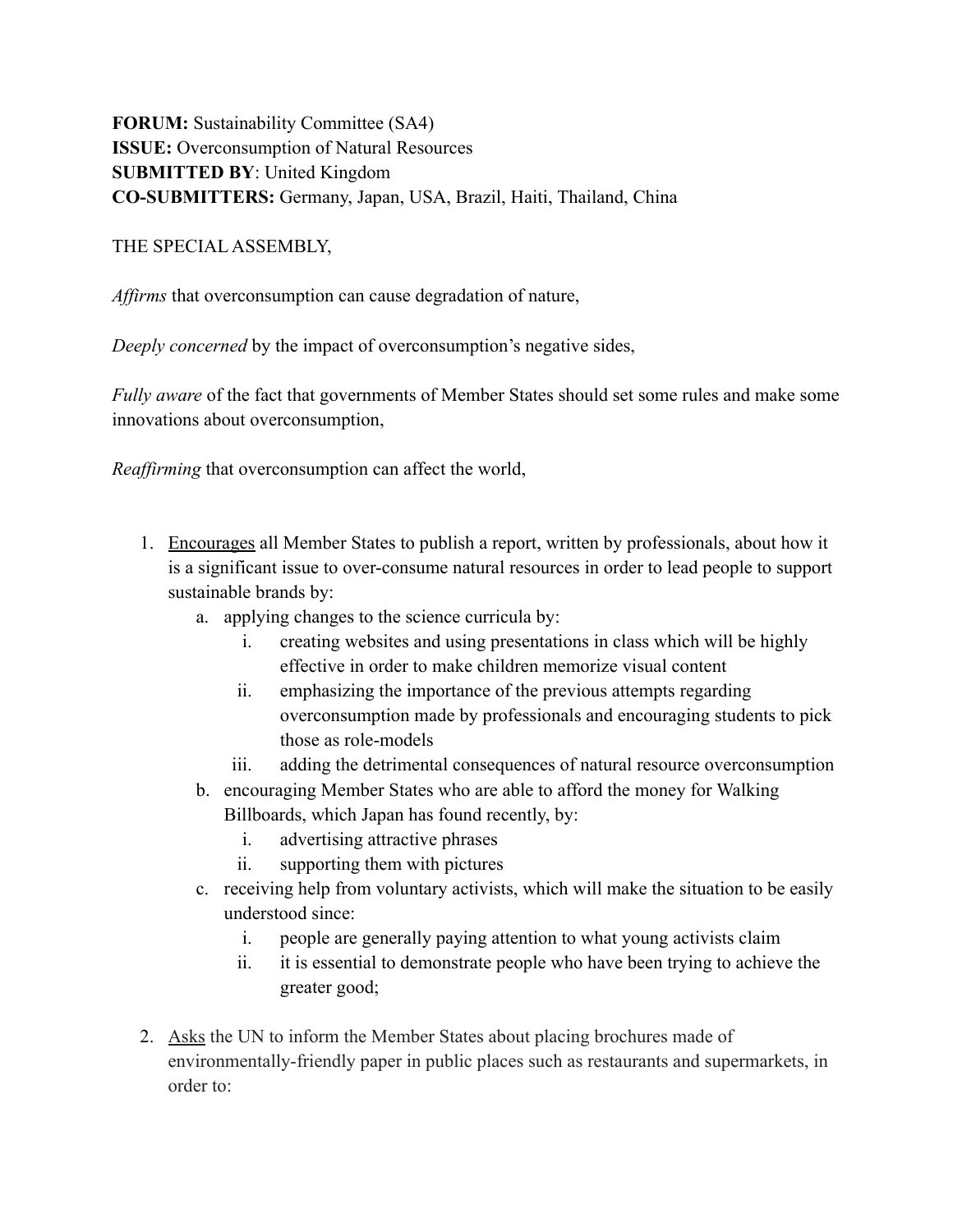**FORUM:** Sustainability Committee (SA4)
**ISSUE:** Overconsumption of Natural Resources
**SUBMITTED BY**: United Kingdom
**CO-SUBMITTERS:** Germany, Japan, USA, Brazil, Haiti, Thailand, China

THE SPECIAL ASSEMBLY,

*Affirms* that overconsumption can cause degradation of nature,

*Deeply concerned* by the impact of overconsumption's negative sides,

*Fully aware* of the fact that governments of Member States should set some rules and make some innovations about overconsumption,

*Reaffirming* that overconsumption can affect the world,

1. <u>Encourages</u> all Member States to publish a report, written by professionals, about how it is a significant issue to over-consume natural resources in order to lead people to support sustainable brands by:
    a. applying changes to the science curricula by:
        i. creating websites and using presentations in class which will be highly effective in order to make children memorize visual content
        ii. emphasizing the importance of the previous attempts regarding overconsumption made by professionals and encouraging students to pick those as role-models
        iii. adding the detrimental consequences of natural resource overconsumption
    b. encouraging Member States who are able to afford the money for Walking Billboards, which Japan has found recently, by:
        i. advertising attractive phrases
        ii. supporting them with pictures
    c. receiving help from voluntary activists, which will make the situation to be easily understood since:
        i. people are generally paying attention to what young activists claim
        ii. it is essential to demonstrate people who have been trying to achieve the greater good;

2. <u>Asks</u> the UN to inform the Member States about placing brochures made of environmentally-friendly paper in public places such as restaurants and supermarkets, in order to: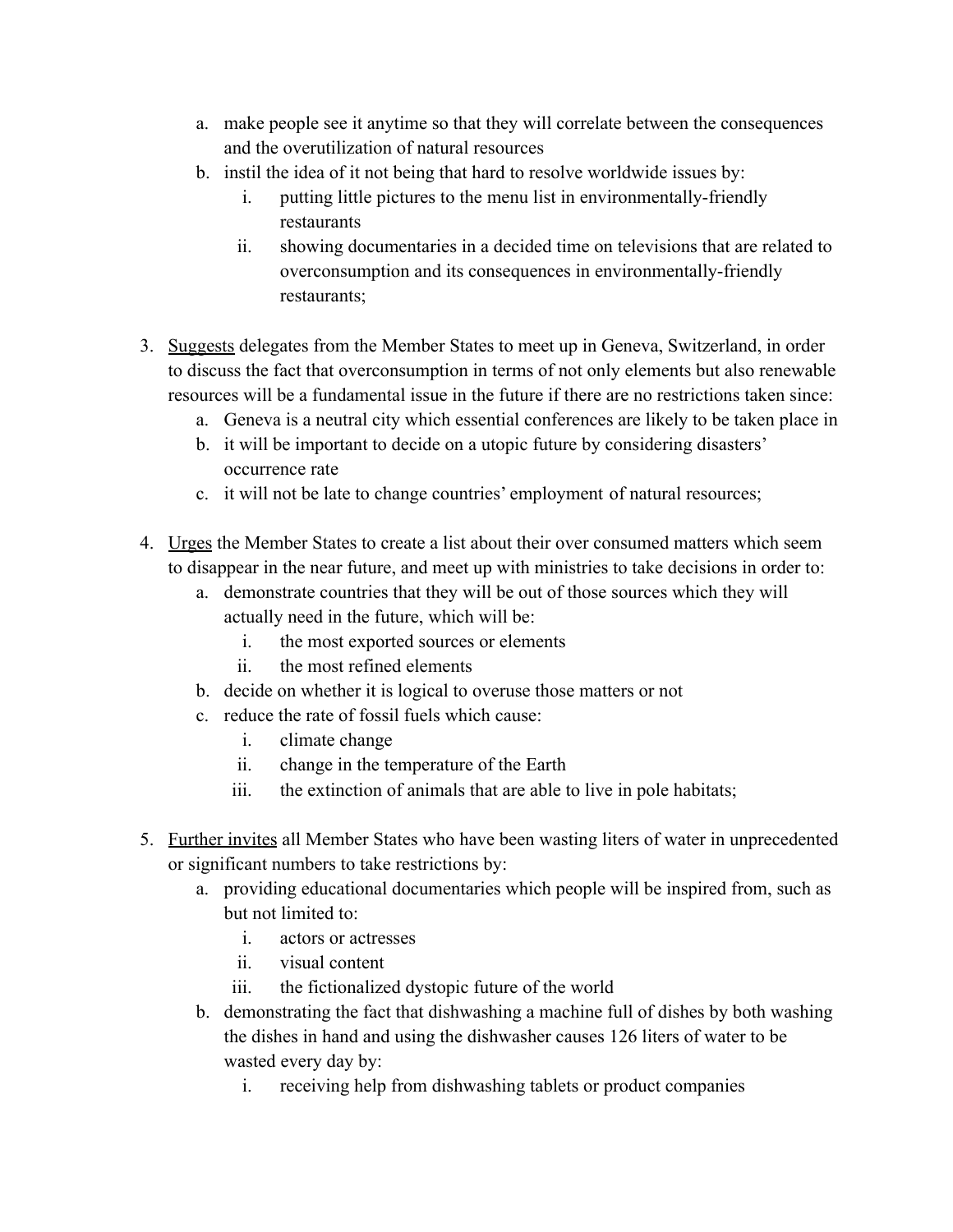a. make people see it anytime so that they will correlate between the consequences and the overutilization of natural resources
   b. instil the idea of it not being that hard to resolve worldwide issues by:
      i. putting little pictures to the menu list in environmentally-friendly restaurants
      ii. showing documentaries in a decided time on televisions that are related to overconsumption and its consequences in environmentally-friendly restaurants;

3. <u>Suggests</u> delegates from the Member States to meet up in Geneva, Switzerland, in order to discuss the fact that overconsumption in terms of not only elements but also renewable resources will be a fundamental issue in the future if there are no restrictions taken since:
   a. Geneva is a neutral city which essential conferences are likely to be taken place in
   b. it will be important to decide on a utopic future by considering disasters' occurrence rate
   c. it will not be late to change countries' employment of natural resources;

4. <u>Urges</u> the Member States to create a list about their over consumed matters which seem to disappear in the near future, and meet up with ministries to take decisions in order to:
   a. demonstrate countries that they will be out of those sources which they will actually need in the future, which will be:
      i. the most exported sources or elements
      ii. the most refined elements
   b. decide on whether it is logical to overuse those matters or not
   c. reduce the rate of fossil fuels which cause:
      i. climate change
      ii. change in the temperature of the Earth
      iii. the extinction of animals that are able to live in pole habitats;

5. <u>Further invites</u> all Member States who have been wasting liters of water in unprecedented or significant numbers to take restrictions by:
   a. providing educational documentaries which people will be inspired from, such as but not limited to:
      i. actors or actresses
      ii. visual content
      iii. the fictionalized dystopic future of the world
   b. demonstrating the fact that dishwashing a machine full of dishes by both washing the dishes in hand and using the dishwasher causes 126 liters of water to be wasted every day by:
      i. receiving help from dishwashing tablets or product companies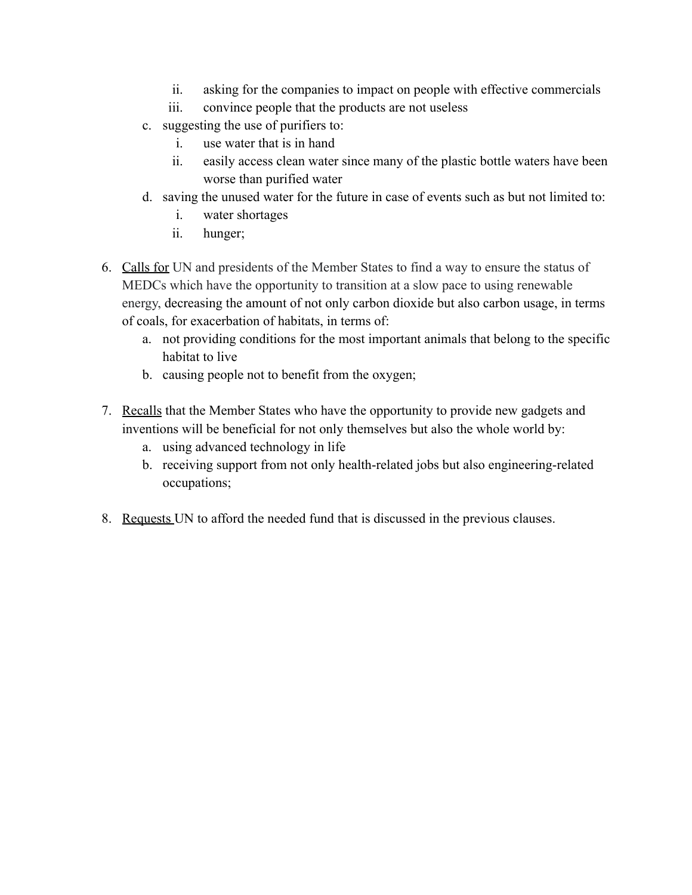ii. asking for the companies to impact on people with effective commercials
   iii. convince people that the products are not useless

   c. suggesting the use of purifiers to:
      i. use water that is in hand
      ii. easily access clean water since many of the plastic bottle waters have been worse than purified water

   d. saving the unused water for the future in case of events such as but not limited to:
      i. water shortages
      ii. hunger;

6. <u>Calls for</u> UN and presidents of the Member States to find a way to ensure the status of MEDCs which have the opportunity to transition at a slow pace to using renewable energy, decreasing the amount of not only carbon dioxide but also carbon usage, in terms of coals, for exacerbation of habitats, in terms of:
   a. not providing conditions for the most important animals that belong to the specific habitat to live
   b. causing people not to benefit from the oxygen;

7. <u>Recalls</u> that the Member States who have the opportunity to provide new gadgets and inventions will be beneficial for not only themselves but also the whole world by:
   a. using advanced technology in life
   b. receiving support from not only health-related jobs but also engineering-related occupations;

8. <u>Requests</u> UN to afford the needed fund that is discussed in the previous clauses.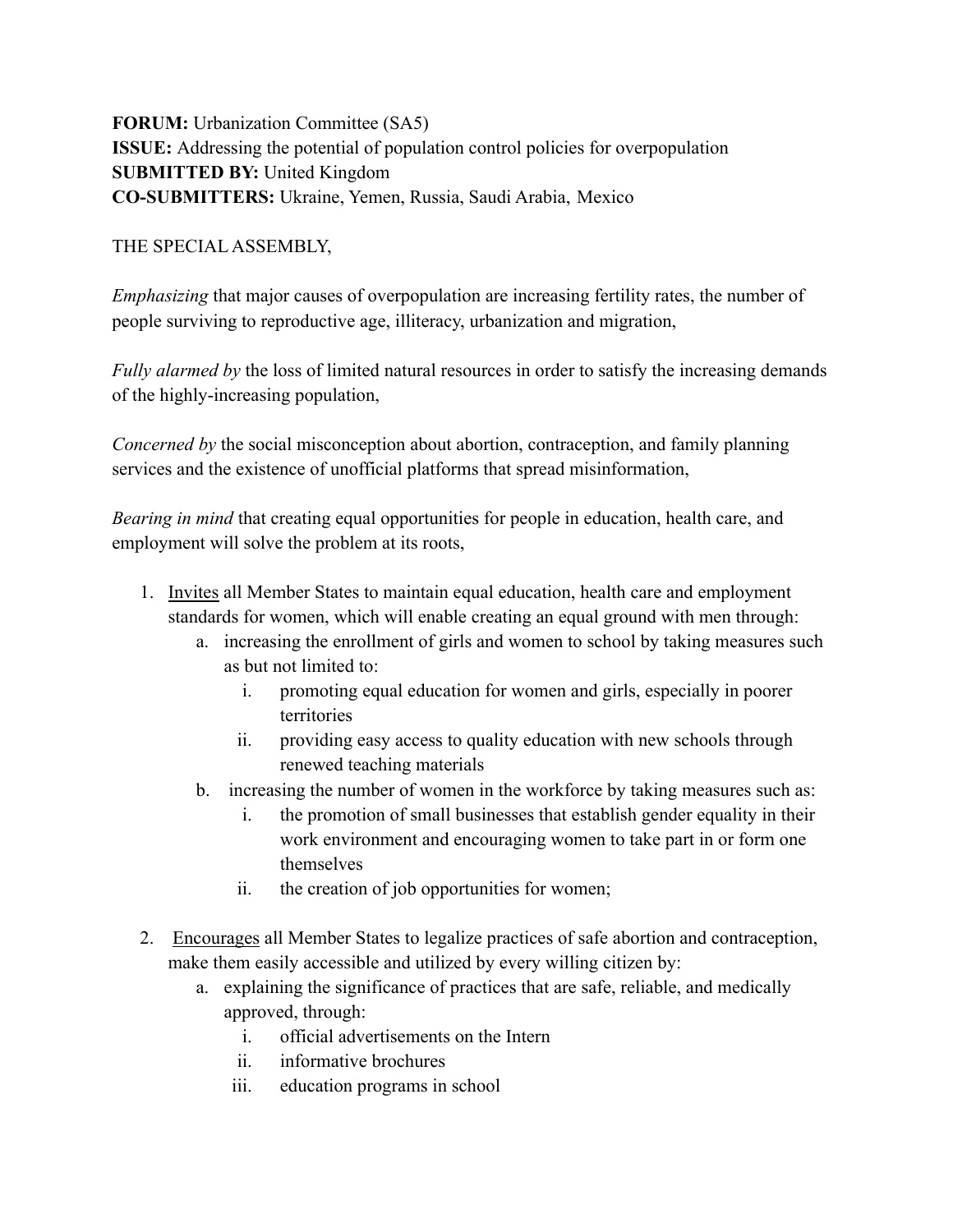**FORUM:** Urbanization Committee (SA5)
**ISSUE:** Addressing the potential of population control policies for overpopulation
**SUBMITTED BY:** United Kingdom
**CO-SUBMITTERS:** Ukraine, Yemen, Russia, Saudi Arabia, Mexico

THE SPECIAL ASSEMBLY,

*Emphasizing* that major causes of overpopulation are increasing fertility rates, the number of people surviving to reproductive age, illiteracy, urbanization and migration,

*Fully alarmed by* the loss of limited natural resources in order to satisfy the increasing demands of the highly-increasing population,

*Concerned by* the social misconception about abortion, contraception, and family planning services and the existence of unofficial platforms that spread misinformation,

*Bearing in mind* that creating equal opportunities for people in education, health care, and employment will solve the problem at its roots,

1. <u>Invites</u> all Member States to maintain equal education, health care and employment standards for women, which will enable creating an equal ground with men through:
    a. increasing the enrollment of girls and women to school by taking measures such as but not limited to:
        i. promoting equal education for women and girls, especially in poorer territories
        ii. providing easy access to quality education with new schools through renewed teaching materials
    b. increasing the number of women in the workforce by taking measures such as:
        i. the promotion of small businesses that establish gender equality in their work environment and encouraging women to take part in or form one themselves
        ii. the creation of job opportunities for women;

2. <u>Encourages</u> all Member States to legalize practices of safe abortion and contraception, make them easily accessible and utilized by every willing citizen by:
    a. explaining the significance of practices that are safe, reliable, and medically approved, through:
        i. official advertisements on the Intern
        ii. informative brochures
        iii. education programs in school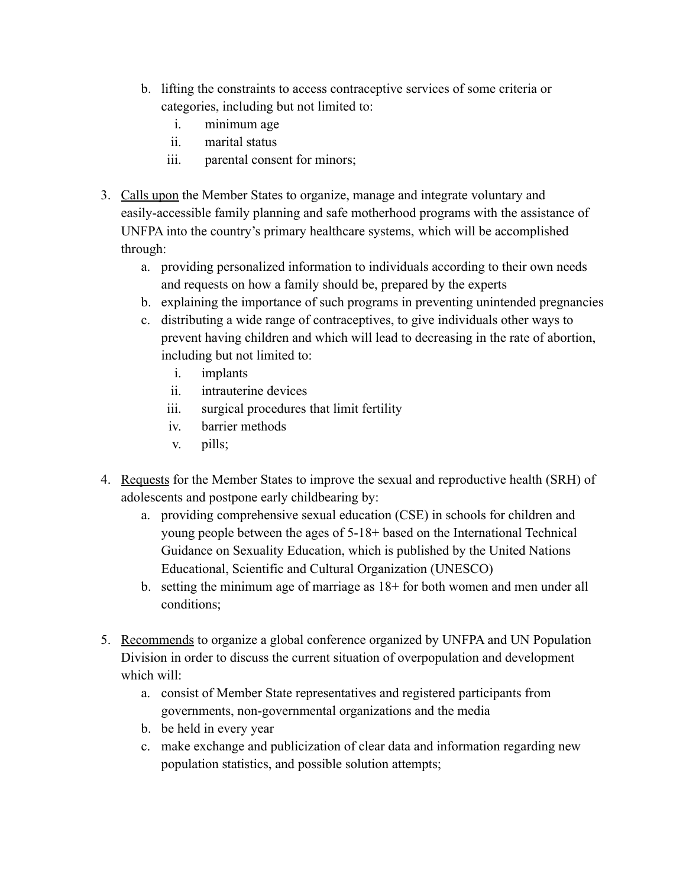b. lifting the constraints to access contraceptive services of some criteria or categories, including but not limited to:
      i. minimum age
      ii. marital status
      iii. parental consent for minors;

3. <u>Calls upon</u> the Member States to organize, manage and integrate voluntary and easily-accessible family planning and safe motherhood programs with the assistance of UNFPA into the country's primary healthcare systems, which will be accomplished through:
   a. providing personalized information to individuals according to their own needs and requests on how a family should be, prepared by the experts
   b. explaining the importance of such programs in preventing unintended pregnancies
   c. distributing a wide range of contraceptives, to give individuals other ways to prevent having children and which will lead to decreasing in the rate of abortion, including but not limited to:
      i. implants
      ii. intrauterine devices
      iii. surgical procedures that limit fertility
      iv. barrier methods
      v. pills;

4. <u>Requests</u> for the Member States to improve the sexual and reproductive health (SRH) of adolescents and postpone early childbearing by:
   a. providing comprehensive sexual education (CSE) in schools for children and young people between the ages of 5-18+ based on the International Technical Guidance on Sexuality Education, which is published by the United Nations Educational, Scientific and Cultural Organization (UNESCO)
   b. setting the minimum age of marriage as 18+ for both women and men under all conditions;

5. <u>Recommends</u> to organize a global conference organized by UNFPA and UN Population Division in order to discuss the current situation of overpopulation and development which will:
   a. consist of Member State representatives and registered participants from governments, non-governmental organizations and the media
   b. be held in every year
   c. make exchange and publicization of clear data and information regarding new population statistics, and possible solution attempts;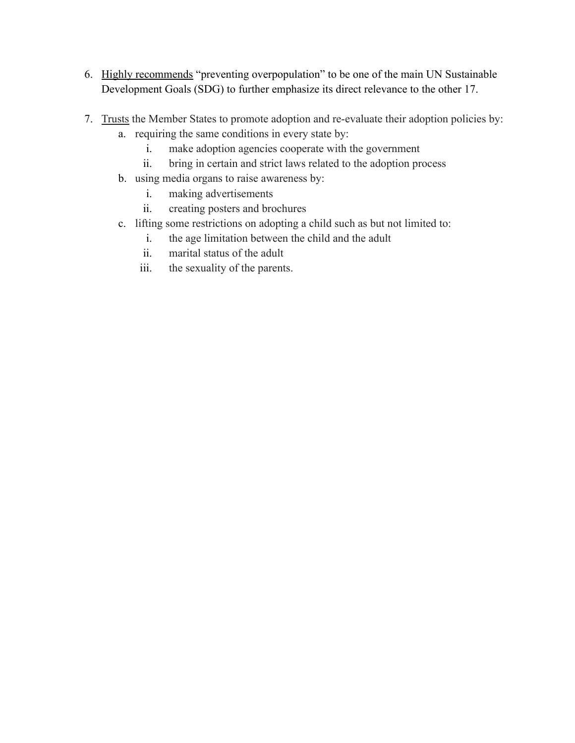6. <u>Highly recommends</u> “preventing overpopulation” to be one of the main UN Sustainable Development Goals (SDG) to further emphasize its direct relevance to the other 17.

7. <u>Trusts</u> the Member States to promote adoption and re-evaluate their adoption policies by:
    a. requiring the same conditions in every state by:
        i. make adoption agencies cooperate with the government
        ii. bring in certain and strict laws related to the adoption process
    b. using media organs to raise awareness by:
        i. making advertisements
        ii. creating posters and brochures
    c. lifting some restrictions on adopting a child such as but not limited to:
        i. the age limitation between the child and the adult
        ii. marital status of the adult
        iii. the sexuality of the parents.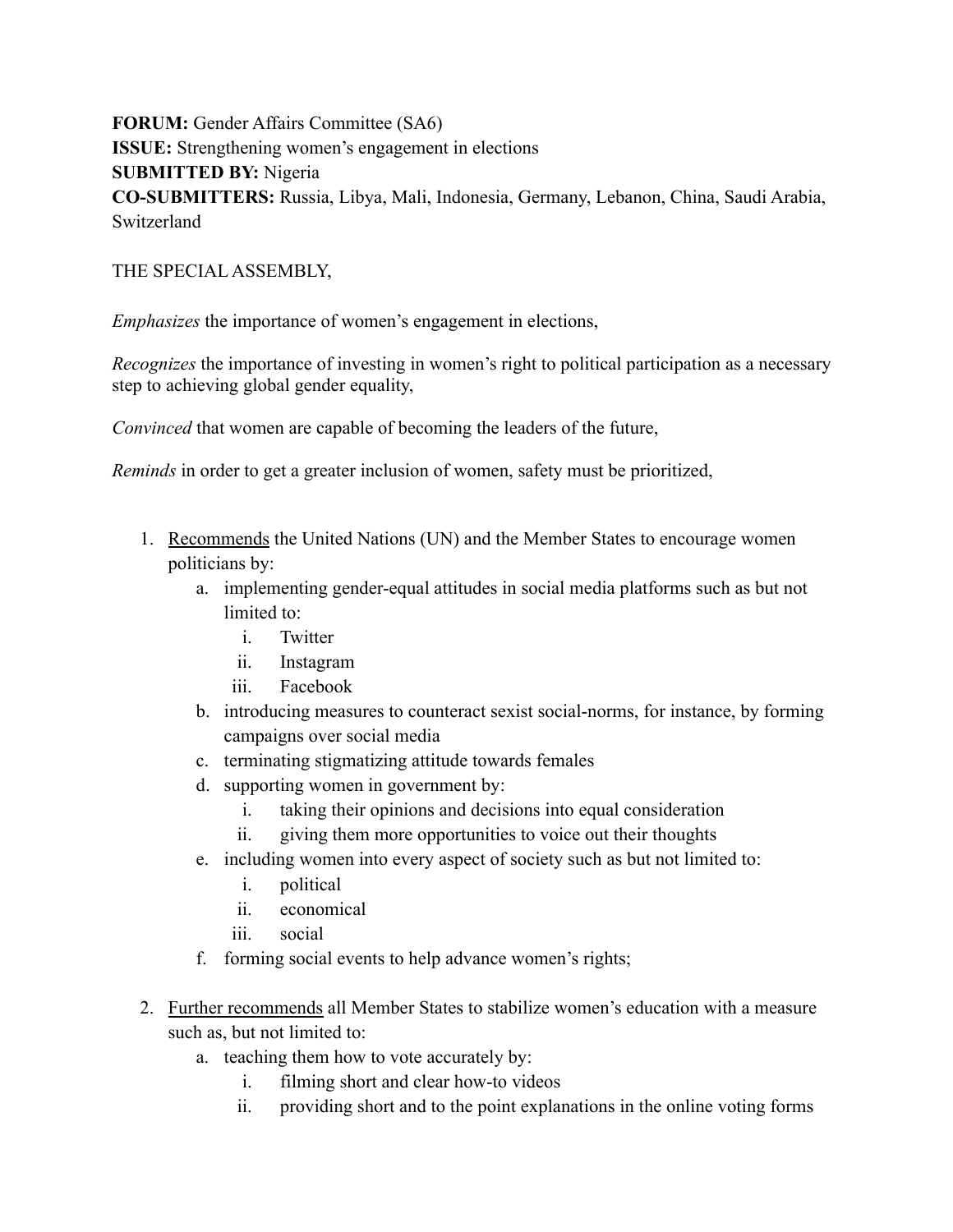**FORUM:** Gender Affairs Committee (SA6)
**ISSUE:** Strengthening women's engagement in elections
**SUBMITTED BY:** Nigeria
**CO-SUBMITTERS:** Russia, Libya, Mali, Indonesia, Germany, Lebanon, China, Saudi Arabia, Switzerland

THE SPECIAL ASSEMBLY,

*Emphasizes* the importance of women's engagement in elections,

*Recognizes* the importance of investing in women's right to political participation as a necessary step to achieving global gender equality,

*Convinced* that women are capable of becoming the leaders of the future,

*Reminds* in order to get a greater inclusion of women, safety must be prioritized,

1. <u>Recommends</u> the United Nations (UN) and the Member States to encourage women politicians by:
    a. implementing gender-equal attitudes in social media platforms such as but not limited to:
        i. Twitter
        ii. Instagram
        iii. Facebook
    b. introducing measures to counteract sexist social-norms, for instance, by forming campaigns over social media
    c. terminating stigmatizing attitude towards females
    d. supporting women in government by:
        i. taking their opinions and decisions into equal consideration
        ii. giving them more opportunities to voice out their thoughts
    e. including women into every aspect of society such as but not limited to:
        i. political
        ii. economical
        iii. social
    f. forming social events to help advance women's rights;

2. <u>Further recommends</u> all Member States to stabilize women's education with a measure such as, but not limited to:
    a. teaching them how to vote accurately by:
        i. filming short and clear how-to videos
        ii. providing short and to the point explanations in the online voting forms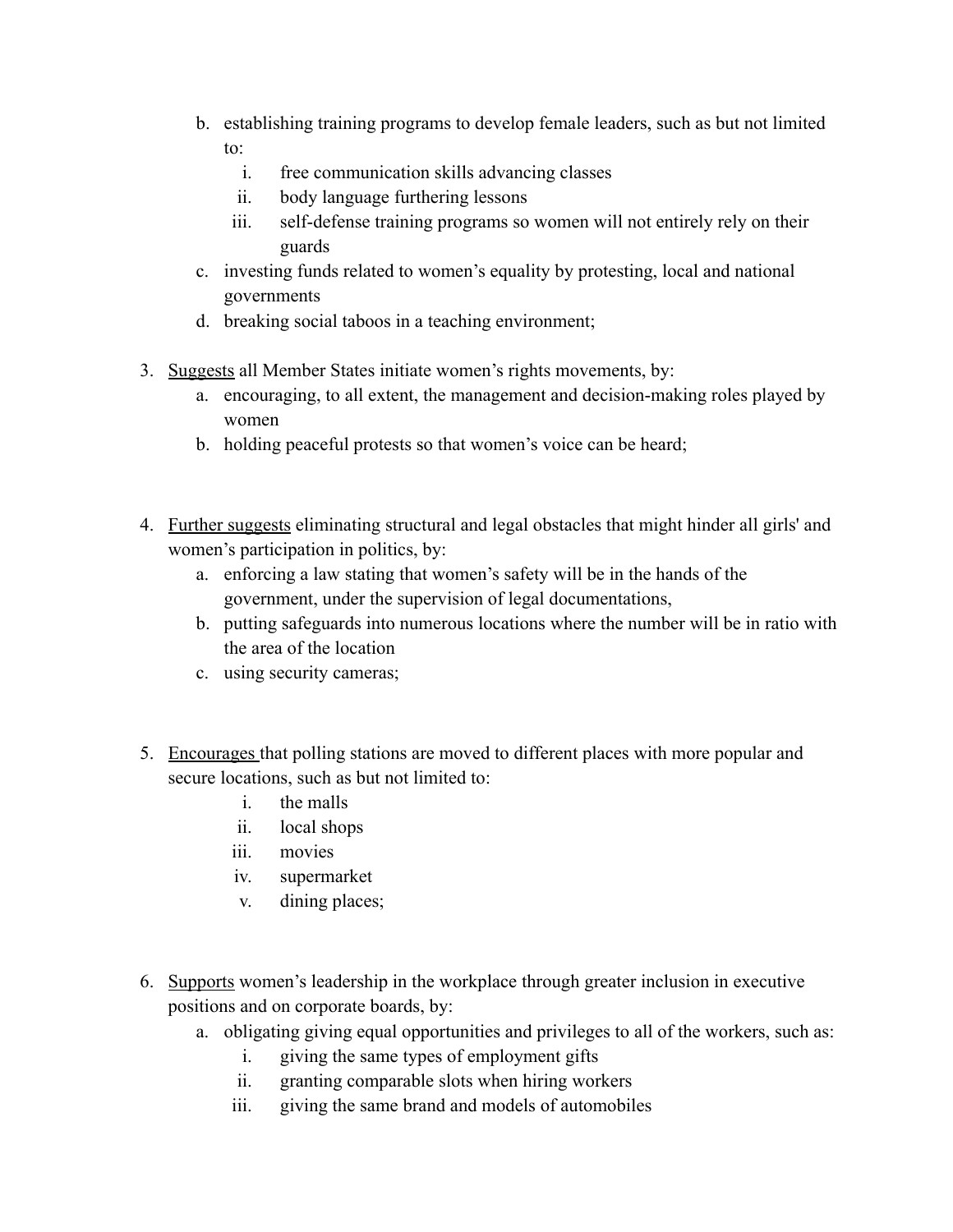b. establishing training programs to develop female leaders, such as but not limited to:
      i. free communication skills advancing classes
      ii. body language furthering lessons
      iii. self-defense training programs so women will not entirely rely on their guards
   c. investing funds related to women's equality by protesting, local and national governments
   d. breaking social taboos in a teaching environment;

3. <u>Suggests</u> all Member States initiate women's rights movements, by:
   a. encouraging, to all extent, the management and decision-making roles played by women
   b. holding peaceful protests so that women's voice can be heard;

4. <u>Further suggests</u> eliminating structural and legal obstacles that might hinder all girls' and women's participation in politics, by:
   a. enforcing a law stating that women's safety will be in the hands of the government, under the supervision of legal documentations,
   b. putting safeguards into numerous locations where the number will be in ratio with the area of the location
   c. using security cameras;

5. <u>Encourages</u> that polling stations are moved to different places with more popular and secure locations, such as but not limited to:
      i. the malls
      ii. local shops
      iii. movies
      iv. supermarket
      v. dining places;

6. <u>Supports</u> women's leadership in the workplace through greater inclusion in executive positions and on corporate boards, by:
   a. obligating giving equal opportunities and privileges to all of the workers, such as:
      i. giving the same types of employment gifts
      ii. granting comparable slots when hiring workers
      iii. giving the same brand and models of automobiles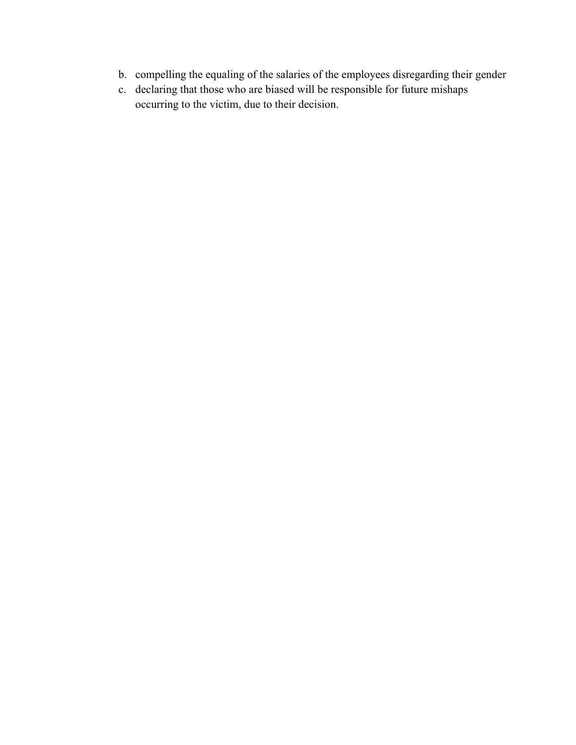b. compelling the equaling of the salaries of the employees disregarding their gender
c. declaring that those who are biased will be responsible for future mishaps occurring to the victim, due to their decision.